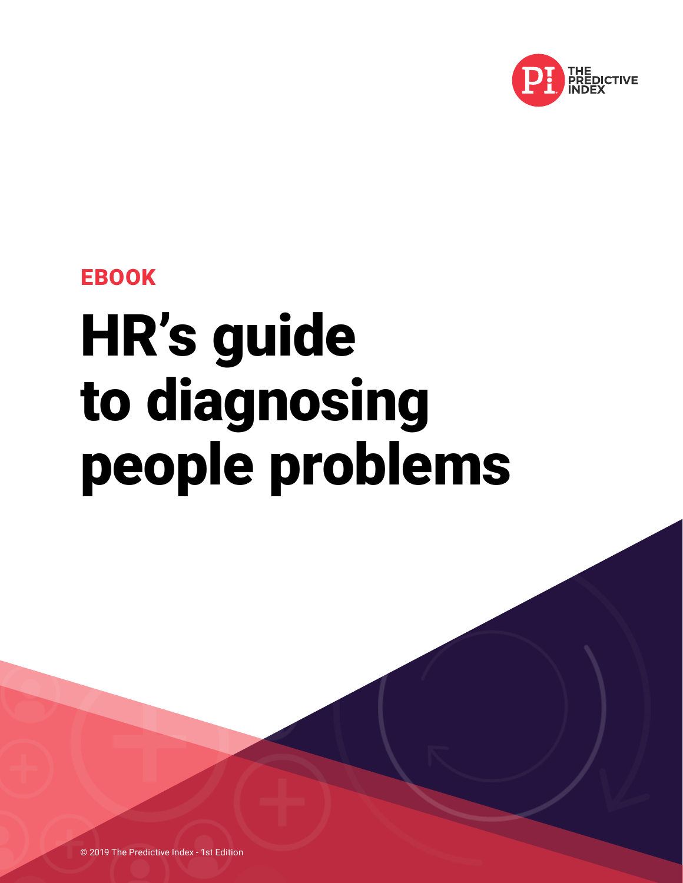THE PREDICTIVE INDEX

EBOOK

# HR's guide to diagnosing people problems

© 2019 The Predictive Index - 1st Edition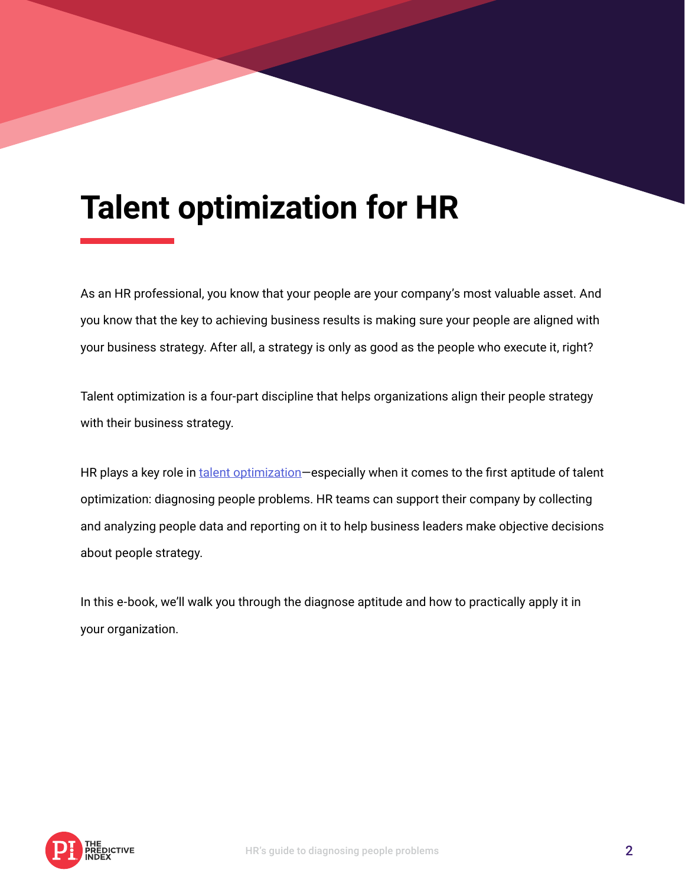# Talent optimization for HR

As an HR professional, you know that your people are your company's most valuable asset. And you know that the key to achieving business results is making sure your people are aligned with your business strategy. After all, a strategy is only as good as the people who execute it, right?

Talent optimization is a four-part discipline that helps organizations align their people strategy with their business strategy.

HR plays a key role in talent optimization—especially when it comes to the first aptitude of talent optimization: diagnosing people problems. HR teams can support their company by collecting and analyzing people data and reporting on it to help business leaders make objective decisions about people strategy.

In this e-book, we'll walk you through the diagnose aptitude and how to practically apply it in your organization.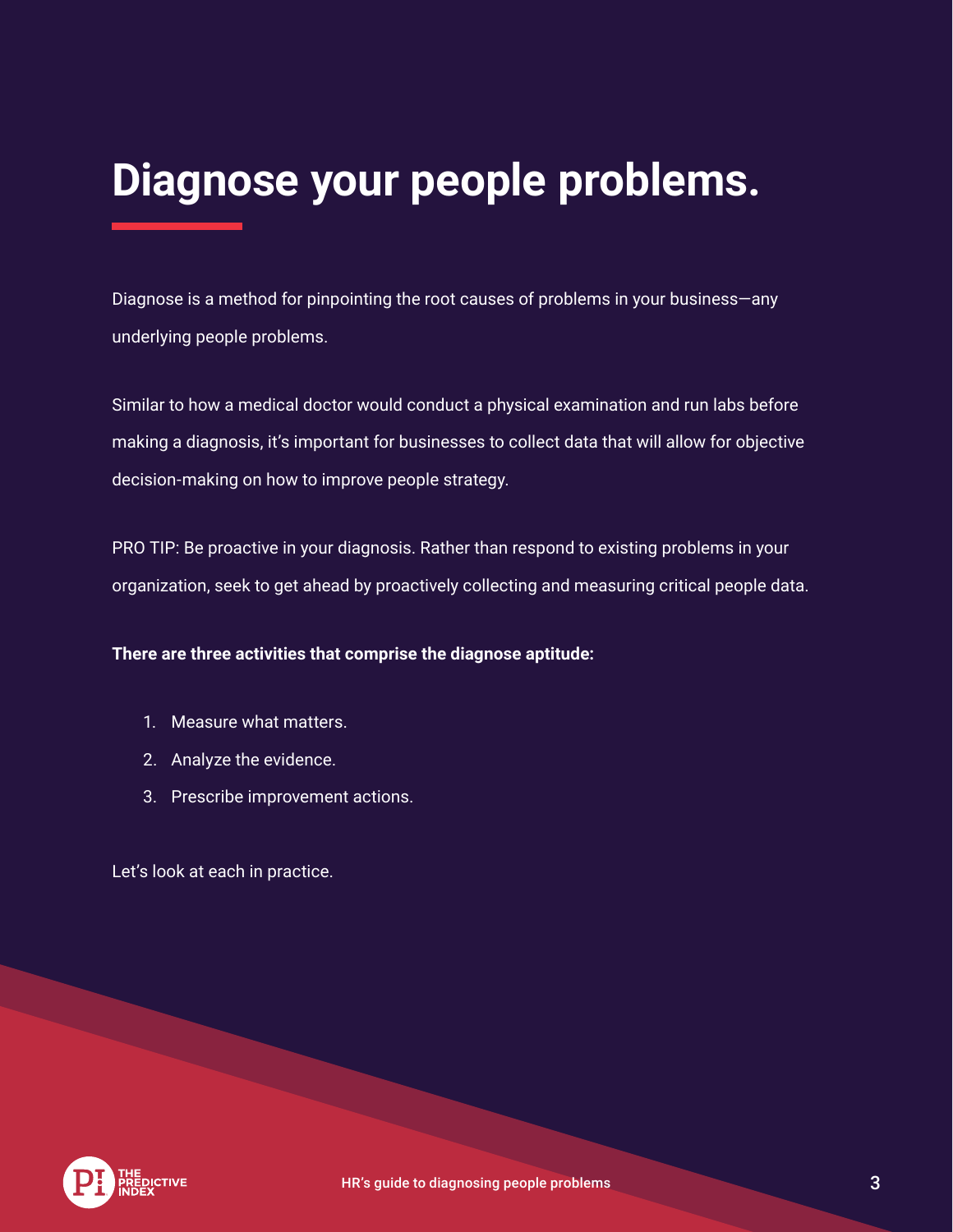# Diagnose your people problems.

Diagnose is a method for pinpointing the root causes of problems in your business—any underlying people problems.

Similar to how a medical doctor would conduct a physical examination and run labs before making a diagnosis, it's important for businesses to collect data that will allow for objective decision-making on how to improve people strategy.

PRO TIP: Be proactive in your diagnosis. Rather than respond to existing problems in your organization, seek to get ahead by proactively collecting and measuring critical people data.

**There are three activities that comprise the diagnose aptitude:**

1. Measure what matters.
2. Analyze the evidence.
3. Prescribe improvement actions.

Let's look at each in practice.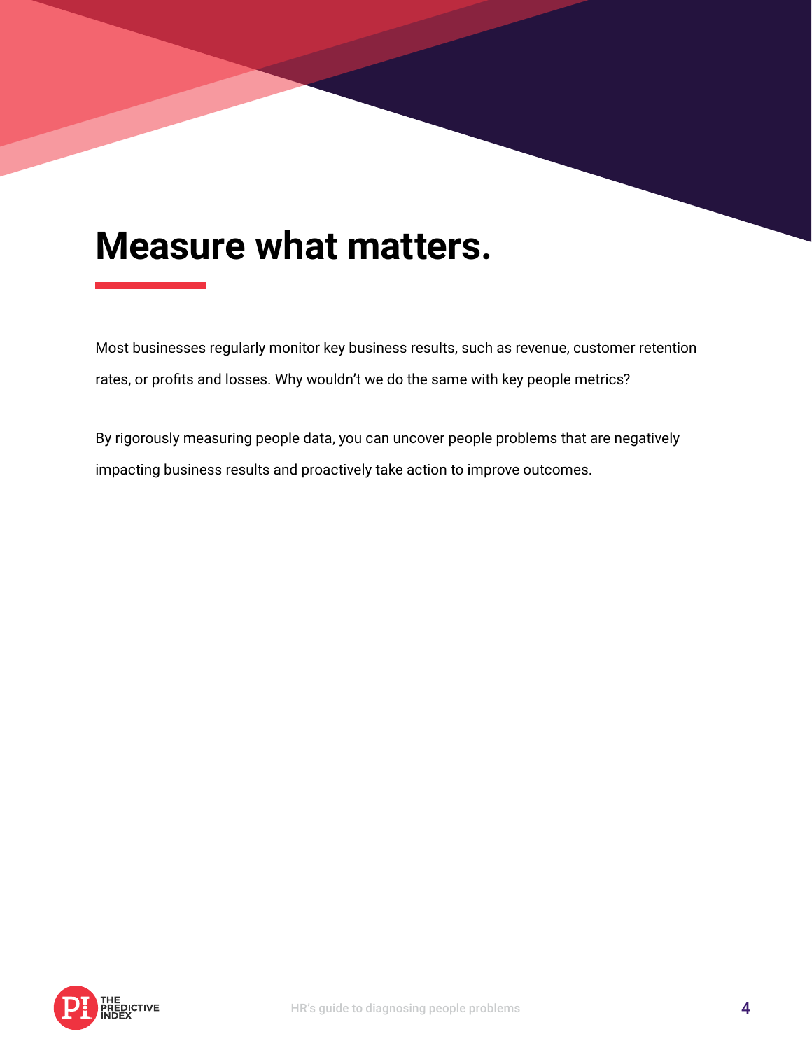# Measure what matters.

Most businesses regularly monitor key business results, such as revenue, customer retention rates, or profits and losses. Why wouldn't we do the same with key people metrics?

By rigorously measuring people data, you can uncover people problems that are negatively impacting business results and proactively take action to improve outcomes.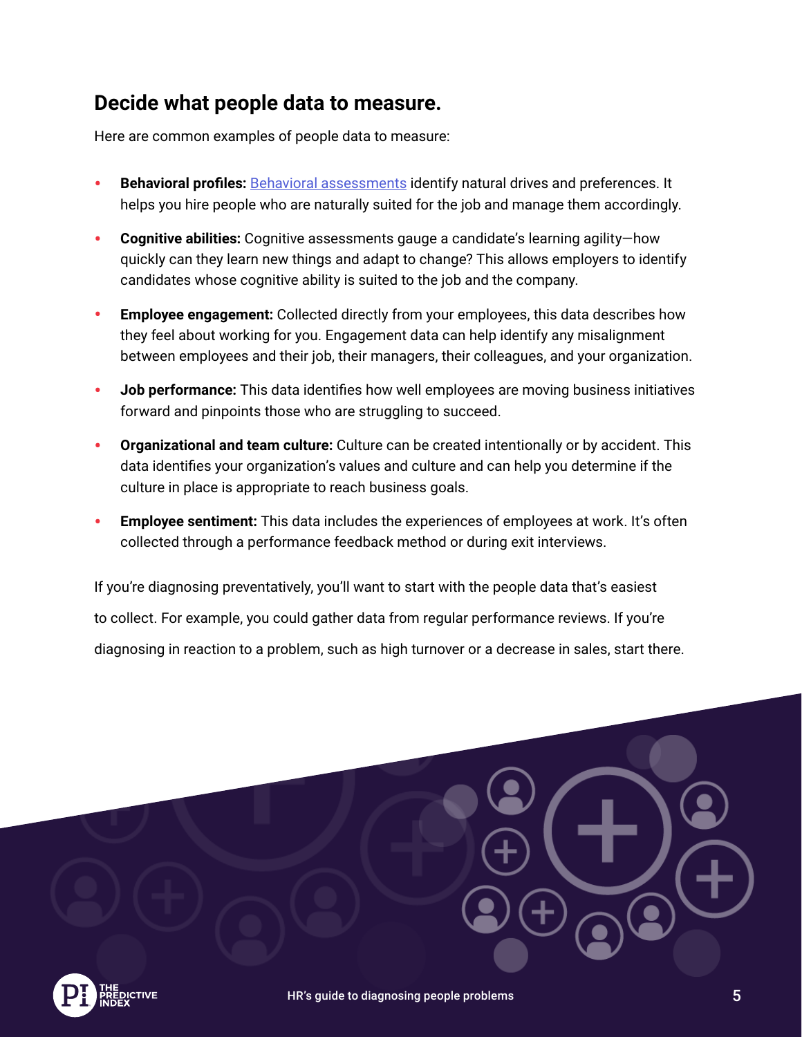## Decide what people data to measure.

Here are common examples of people data to measure:

- **Behavioral profiles:** Behavioral assessments identify natural drives and preferences. It helps you hire people who are naturally suited for the job and manage them accordingly.
- **Cognitive abilities:** Cognitive assessments gauge a candidate's learning agility—how quickly can they learn new things and adapt to change? This allows employers to identify candidates whose cognitive ability is suited to the job and the company.
- **Employee engagement:** Collected directly from your employees, this data describes how they feel about working for you. Engagement data can help identify any misalignment between employees and their job, their managers, their colleagues, and your organization.
- **Job performance:** This data identifies how well employees are moving business initiatives forward and pinpoints those who are struggling to succeed.
- **Organizational and team culture:** Culture can be created intentionally or by accident. This data identifies your organization's values and culture and can help you determine if the culture in place is appropriate to reach business goals.
- **Employee sentiment:** This data includes the experiences of employees at work. It's often collected through a performance feedback method or during exit interviews.

If you're diagnosing preventatively, you'll want to start with the people data that's easiest to collect. For example, you could gather data from regular performance reviews. If you're diagnosing in reaction to a problem, such as high turnover or a decrease in sales, start there.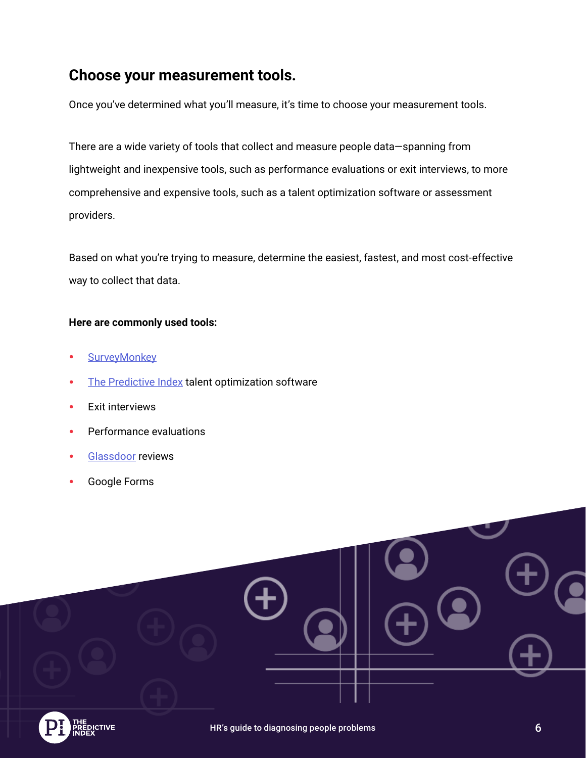## Choose your measurement tools.

Once you've determined what you'll measure, it's time to choose your measurement tools.

There are a wide variety of tools that collect and measure people data—spanning from lightweight and inexpensive tools, such as performance evaluations or exit interviews, to more comprehensive and expensive tools, such as a talent optimization software or assessment providers.

Based on what you're trying to measure, determine the easiest, fastest, and most cost-effective way to collect that data.

**Here are commonly used tools:**

- SurveyMonkey
- The Predictive Index talent optimization software
- Exit interviews
- Performance evaluations
- Glassdoor reviews
- Google Forms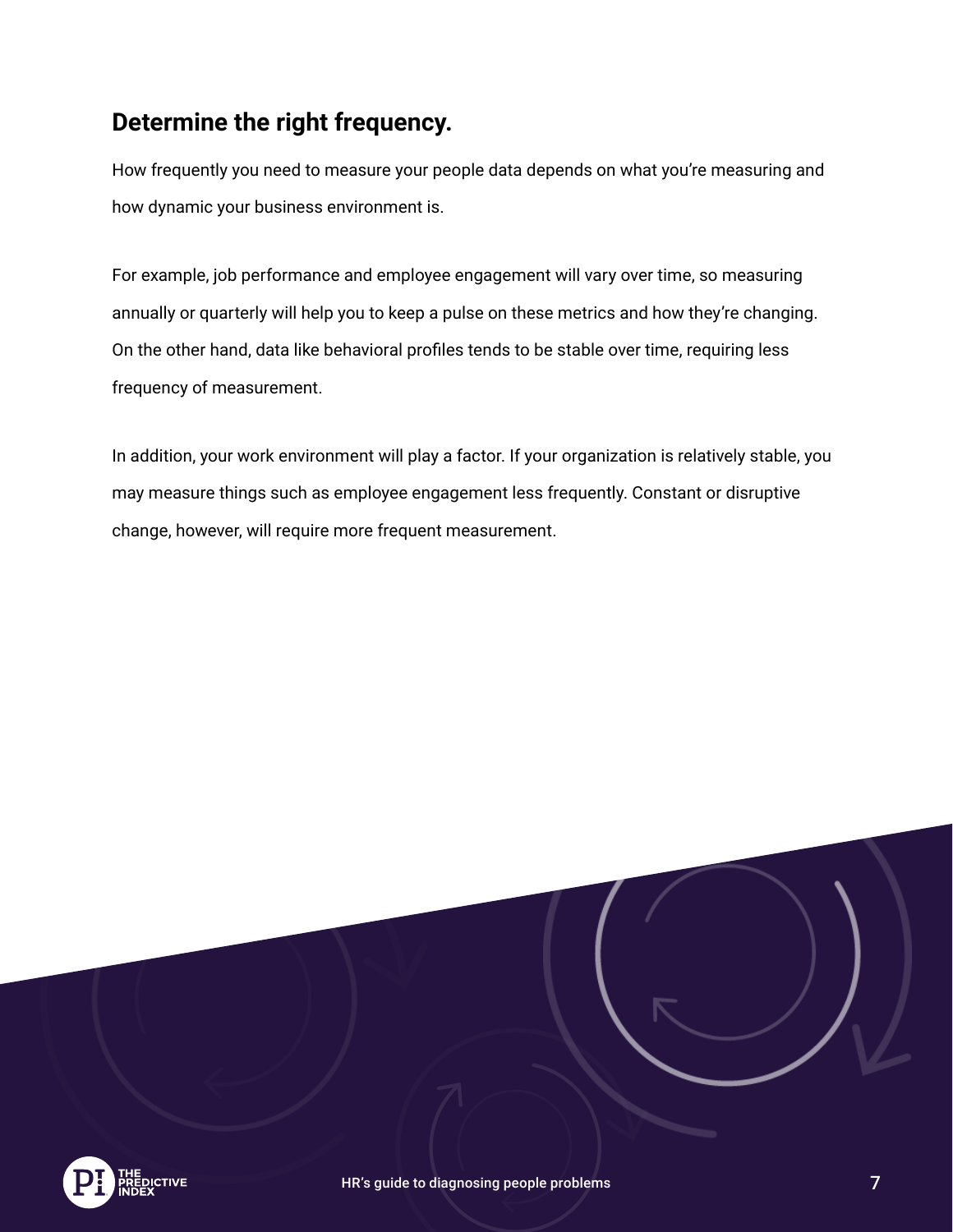## Determine the right frequency.

How frequently you need to measure your people data depends on what you're measuring and how dynamic your business environment is.

For example, job performance and employee engagement will vary over time, so measuring annually or quarterly will help you to keep a pulse on these metrics and how they're changing. On the other hand, data like behavioral profiles tends to be stable over time, requiring less frequency of measurement.

In addition, your work environment will play a factor. If your organization is relatively stable, you may measure things such as employee engagement less frequently. Constant or disruptive change, however, will require more frequent measurement.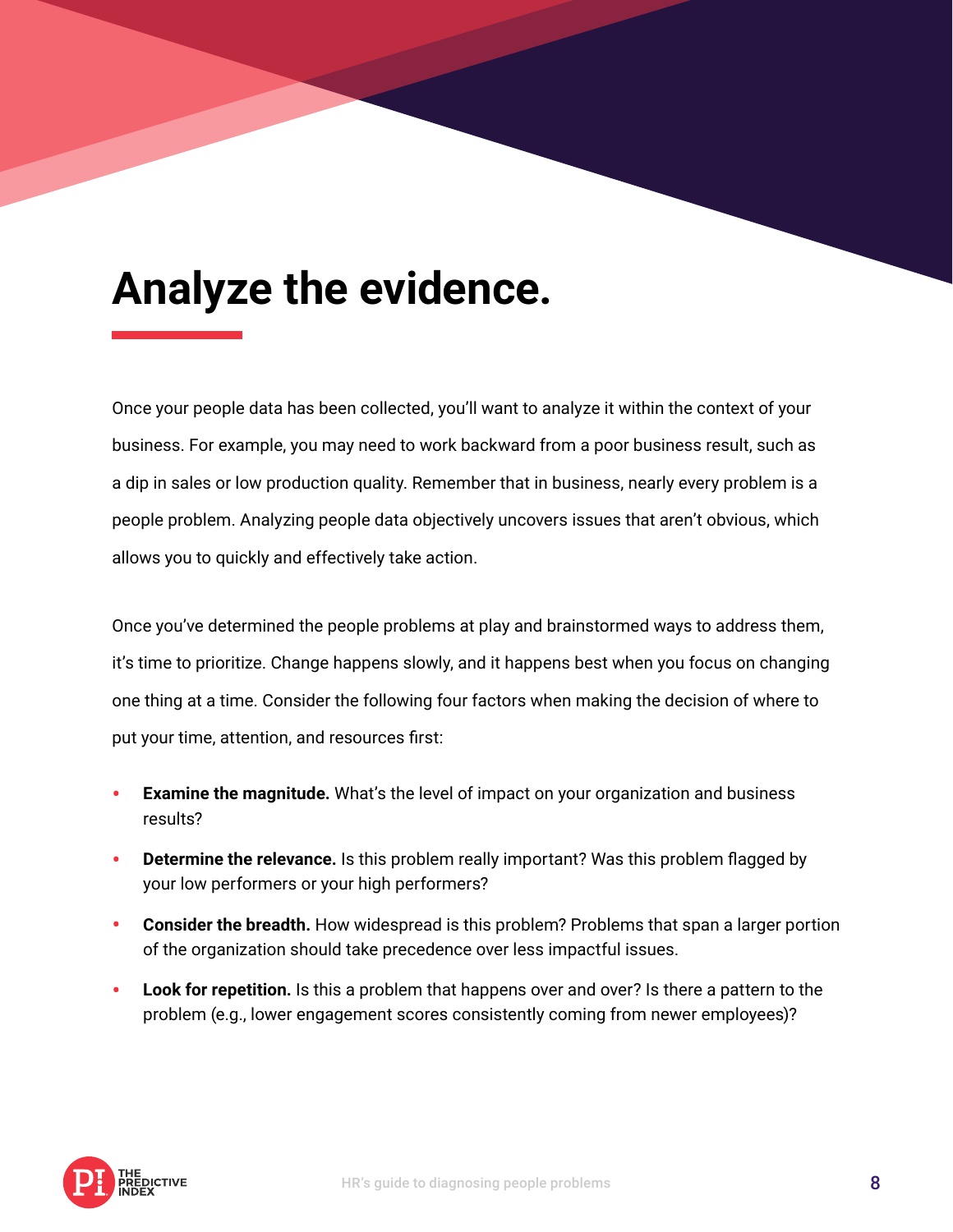# Analyze the evidence.

Once your people data has been collected, you'll want to analyze it within the context of your business. For example, you may need to work backward from a poor business result, such as a dip in sales or low production quality. Remember that in business, nearly every problem is a people problem. Analyzing people data objectively uncovers issues that aren't obvious, which allows you to quickly and effectively take action.

Once you've determined the people problems at play and brainstormed ways to address them, it's time to prioritize. Change happens slowly, and it happens best when you focus on changing one thing at a time. Consider the following four factors when making the decision of where to put your time, attention, and resources first:

- **Examine the magnitude.** What's the level of impact on your organization and business results?
- **Determine the relevance.** Is this problem really important? Was this problem flagged by your low performers or your high performers?
- **Consider the breadth.** How widespread is this problem? Problems that span a larger portion of the organization should take precedence over less impactful issues.
- **Look for repetition.** Is this a problem that happens over and over? Is there a pattern to the problem (e.g., lower engagement scores consistently coming from newer employees)?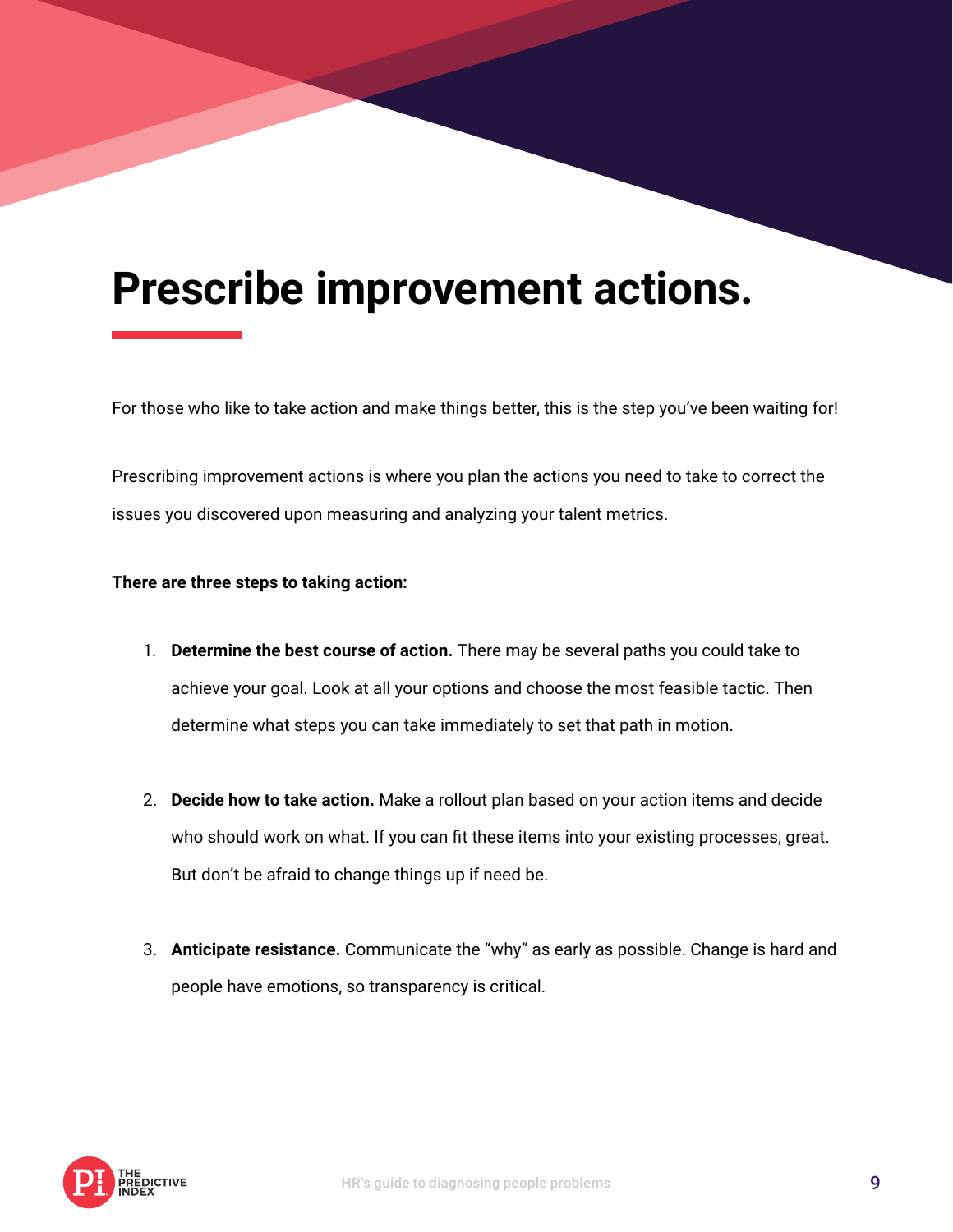# Prescribe improvement actions.

For those who like to take action and make things better, this is the step you've been waiting for!

Prescribing improvement actions is where you plan the actions you need to take to correct the issues you discovered upon measuring and analyzing your talent metrics.

**There are three steps to taking action:**

1. **Determine the best course of action.** There may be several paths you could take to achieve your goal. Look at all your options and choose the most feasible tactic. Then determine what steps you can take immediately to set that path in motion.

2. **Decide how to take action.** Make a rollout plan based on your action items and decide who should work on what. If you can fit these items into your existing processes, great. But don't be afraid to change things up if need be.

3. **Anticipate resistance.** Communicate the "why" as early as possible. Change is hard and people have emotions, so transparency is critical.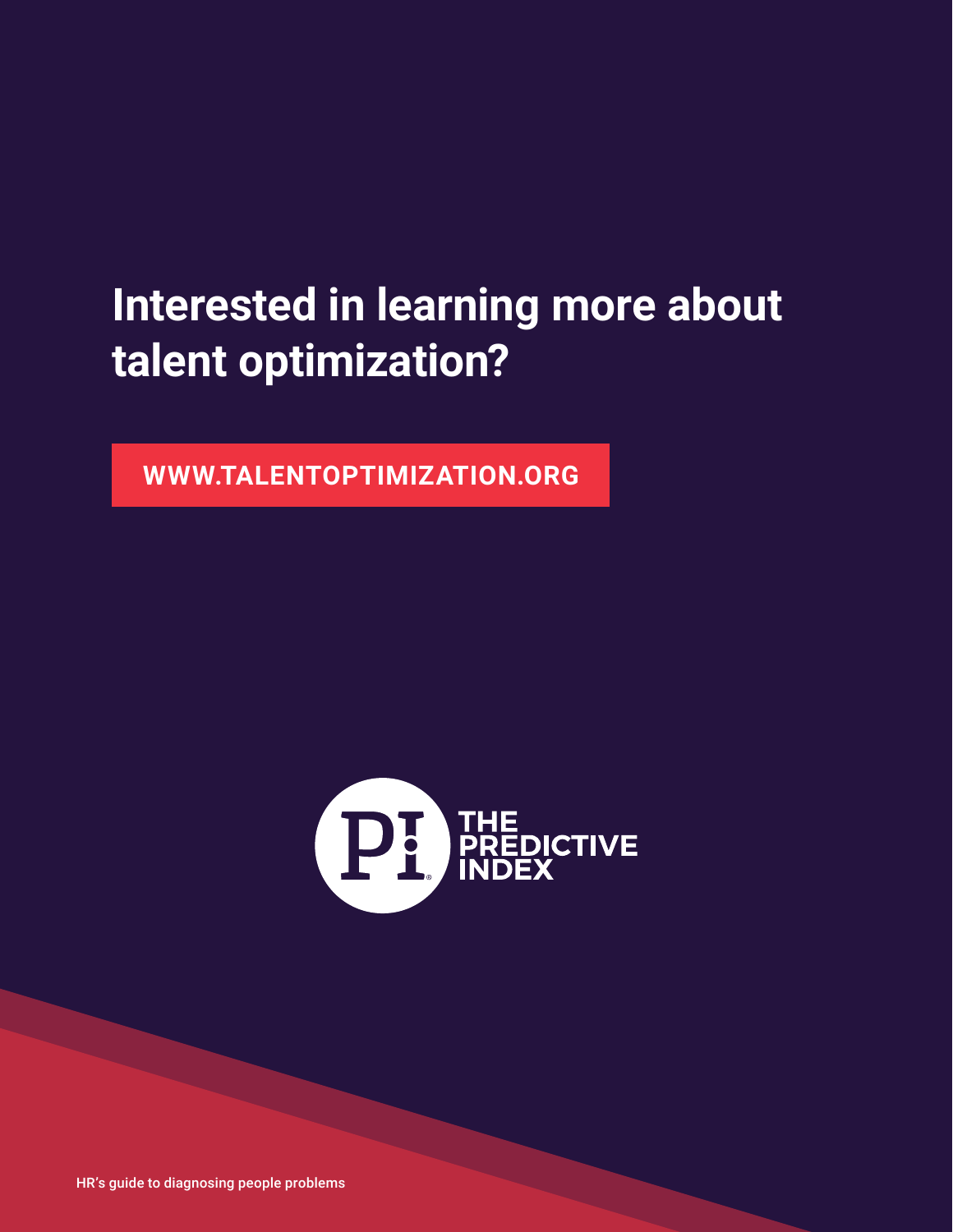# Interested in learning more about talent optimization?

**WWW.TALENTOPTIMIZATION.ORG**

THE PREDICTIVE INDEX